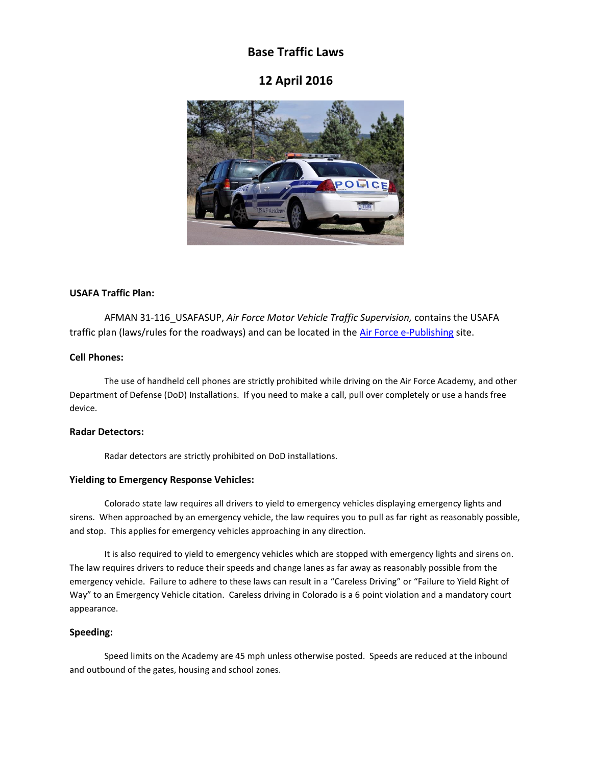# Base Traffic Laws

## 12 April 2016

### USAFA Traffic Plan:

AFMAN 31-116_USAFASUP, *Air Force Motor Vehicle Traffic Supervision,* contains the USAFA traffic plan (laws/rules for the roadways) and can be located in the Air Force e-Publishing site.

### Cell Phones:

The use of handheld cell phones are strictly prohibited while driving on the Air Force Academy, and other Department of Defense (DoD) Installations. If you need to make a call, pull over completely or use a hands free device.

### Radar Detectors:

Radar detectors are strictly prohibited on DoD installations.

### Yielding to Emergency Response Vehicles:

Colorado state law requires all drivers to yield to emergency vehicles displaying emergency lights and sirens. When approached by an emergency vehicle, the law requires you to pull as far right as reasonably possible, and stop. This applies for emergency vehicles approaching in any direction.

It is also required to yield to emergency vehicles which are stopped with emergency lights and sirens on. The law requires drivers to reduce their speeds and change lanes as far away as reasonably possible from the emergency vehicle. Failure to adhere to these laws can result in a "Careless Driving" or "Failure to Yield Right of Way" to an Emergency Vehicle citation. Careless driving in Colorado is a 6 point violation and a mandatory court appearance.

### Speeding:

Speed limits on the Academy are 45 mph unless otherwise posted. Speeds are reduced at the inbound and outbound of the gates, housing and school zones.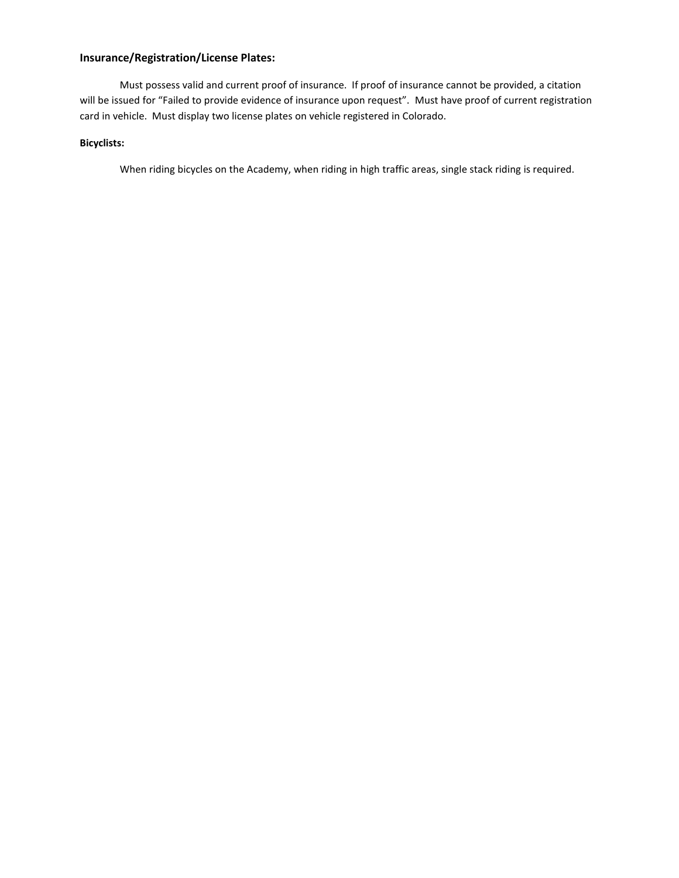### Insurance/Registration/License Plates:

Must possess valid and current proof of insurance. If proof of insurance cannot be provided, a citation will be issued for "Failed to provide evidence of insurance upon request". Must have proof of current registration card in vehicle. Must display two license plates on vehicle registered in Colorado.

**Bicyclists:**

When riding bicycles on the Academy, when riding in high traffic areas, single stack riding is required.